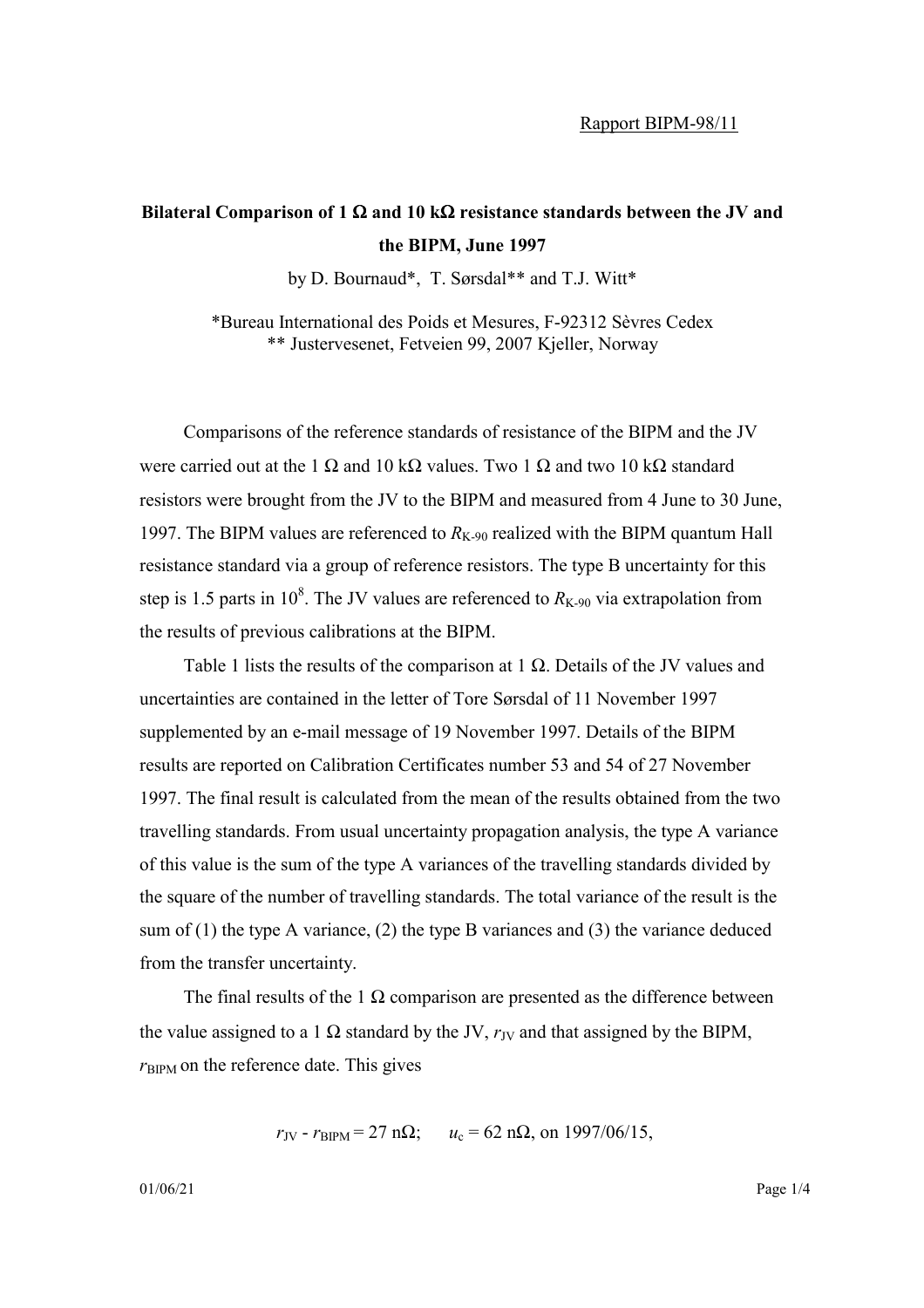Rapport BIPM-98/11

# Bilateral Comparison of 1 Ω and 10 kΩ resistance standards between the JV and the BIPM, June 1997

by D. Bournaud*, T. Sørsdal** and T.J. Witt*

*Bureau International des Poids et Mesures, F-92312 Sèvres Cedex
** Justervesenet, Fetveien 99, 2007 Kjeller, Norway

Comparisons of the reference standards of resistance of the BIPM and the JV were carried out at the 1 Ω and 10 kΩ values. Two 1 Ω and two 10 kΩ standard resistors were brought from the JV to the BIPM and measured from 4 June to 30 June, 1997. The BIPM values are referenced to $R_{K-90}$ realized with the BIPM quantum Hall resistance standard via a group of reference resistors. The type B uncertainty for this step is 1.5 parts in $10^8$. The JV values are referenced to $R_{K-90}$ via extrapolation from the results of previous calibrations at the BIPM.

Table 1 lists the results of the comparison at 1 Ω. Details of the JV values and uncertainties are contained in the letter of Tore Sørsdal of 11 November 1997 supplemented by an e-mail message of 19 November 1997. Details of the BIPM results are reported on Calibration Certificates number 53 and 54 of 27 November 1997. The final result is calculated from the mean of the results obtained from the two travelling standards. From usual uncertainty propagation analysis, the type A variance of this value is the sum of the type A variances of the travelling standards divided by the square of the number of travelling standards. The total variance of the result is the sum of (1) the type A variance, (2) the type B variances and (3) the variance deduced from the transfer uncertainty.

The final results of the 1 Ω comparison are presented as the difference between the value assigned to a 1 Ω standard by the JV, $r_{JV}$ and that assigned by the BIPM, $r_{BIPM}$ on the reference date. This gives

$$r_{JV} - r_{BIPM} = 27 \text{ n}\Omega; \quad u_c = 62 \text{ n}\Omega, \text{ on } 1997/06/15,$$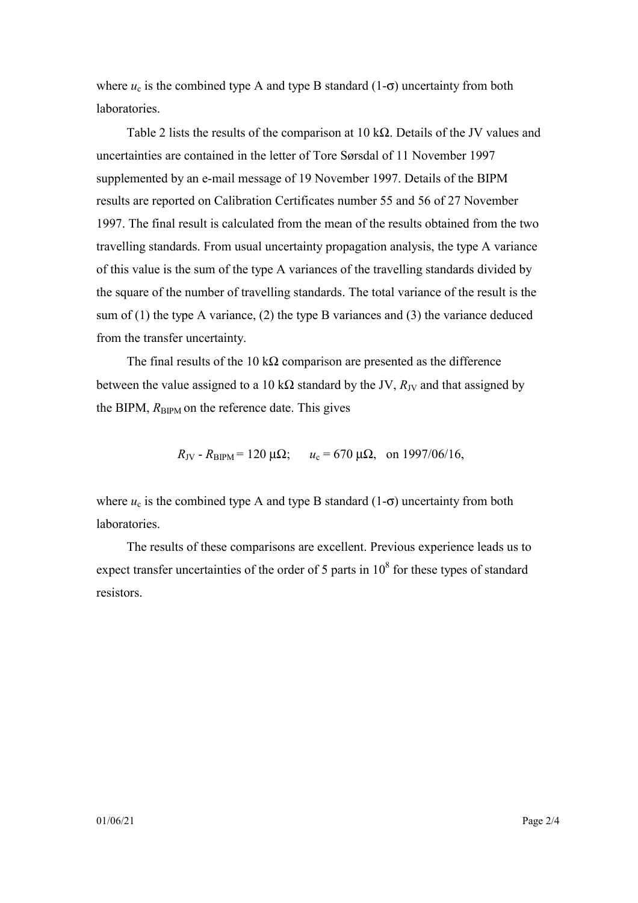where $u_c$ is the combined type A and type B standard (1-$\sigma$) uncertainty from both laboratories.

Table 2 lists the results of the comparison at 10 k$\Omega$. Details of the JV values and uncertainties are contained in the letter of Tore Sørsdal of 11 November 1997 supplemented by an e-mail message of 19 November 1997. Details of the BIPM results are reported on Calibration Certificates number 55 and 56 of 27 November 1997. The final result is calculated from the mean of the results obtained from the two travelling standards. From usual uncertainty propagation analysis, the type A variance of this value is the sum of the type A variances of the travelling standards divided by the square of the number of travelling standards. The total variance of the result is the sum of (1) the type A variance, (2) the type B variances and (3) the variance deduced from the transfer uncertainty.

The final results of the 10 k$\Omega$ comparison are presented as the difference between the value assigned to a 10 k$\Omega$ standard by the JV, $R_{JV}$ and that assigned by the BIPM, $R_{BIPM}$ on the reference date. This gives

$$R_{JV} - R_{BIPM} = 120\ \mu\Omega; \qquad u_c = 670\ \mu\Omega, \quad \text{on 1997/06/16,}$$

where $u_c$ is the combined type A and type B standard (1-$\sigma$) uncertainty from both laboratories.

The results of these comparisons are excellent. Previous experience leads us to expect transfer uncertainties of the order of 5 parts in $10^8$ for these types of standard resistors.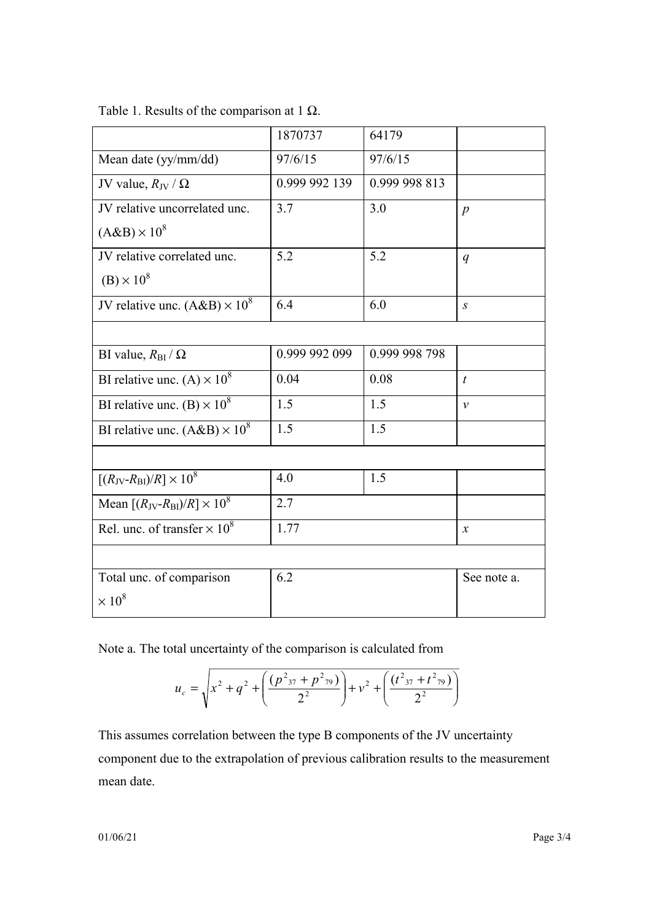Table 1. Results of the comparison at 1 Ω.

| | 1870737 | 64179 | |
|---|---|---|---|
| Mean date (yy/mm/dd) | 97/6/15 | 97/6/15 | |
| JV value, $R_{\mathrm{JV}}$ / Ω | 0.999 992 139 | 0.999 998 813 | |
| JV relative uncorrelated unc. (A&B) $\times 10^8$ | 3.7 | 3.0 | $p$ |
| JV relative correlated unc. (B) $\times 10^8$ | 5.2 | 5.2 | $q$ |
| JV relative unc. (A&B) $\times 10^8$ | 6.4 | 6.0 | $s$ |
| | | | |
| BI value, $R_{\mathrm{BI}}$ / Ω | 0.999 992 099 | 0.999 998 798 | |
| BI relative unc. (A) $\times 10^8$ | 0.04 | 0.08 | $t$ |
| BI relative unc. (B) $\times 10^8$ | 1.5 | 1.5 | $v$ |
| BI relative unc. (A&B) $\times 10^8$ | 1.5 | 1.5 | |
| | | | |
| $[(R_{\mathrm{JV}}-R_{\mathrm{BI}})/R] \times 10^8$ | 4.0 | 1.5 | |
| Mean $[(R_{\mathrm{JV}}-R_{\mathrm{BI}})/R] \times 10^8$ | 2.7 | | |
| Rel. unc. of transfer $\times 10^8$ | 1.77 | | $x$ |
| | | | |
| Total unc. of comparison $\times 10^8$ | 6.2 | | See note a. |

Note a. The total uncertainty of the comparison is calculated from

$$u_c = \sqrt{x^2 + q^2 + \left(\frac{(p^2{}_{37} + p^2{}_{79})}{2^2}\right) + v^2 + \left(\frac{(t^2{}_{37} + t^2{}_{79})}{2^2}\right)}$$

This assumes correlation between the type B components of the JV uncertainty component due to the extrapolation of previous calibration results to the measurement mean date.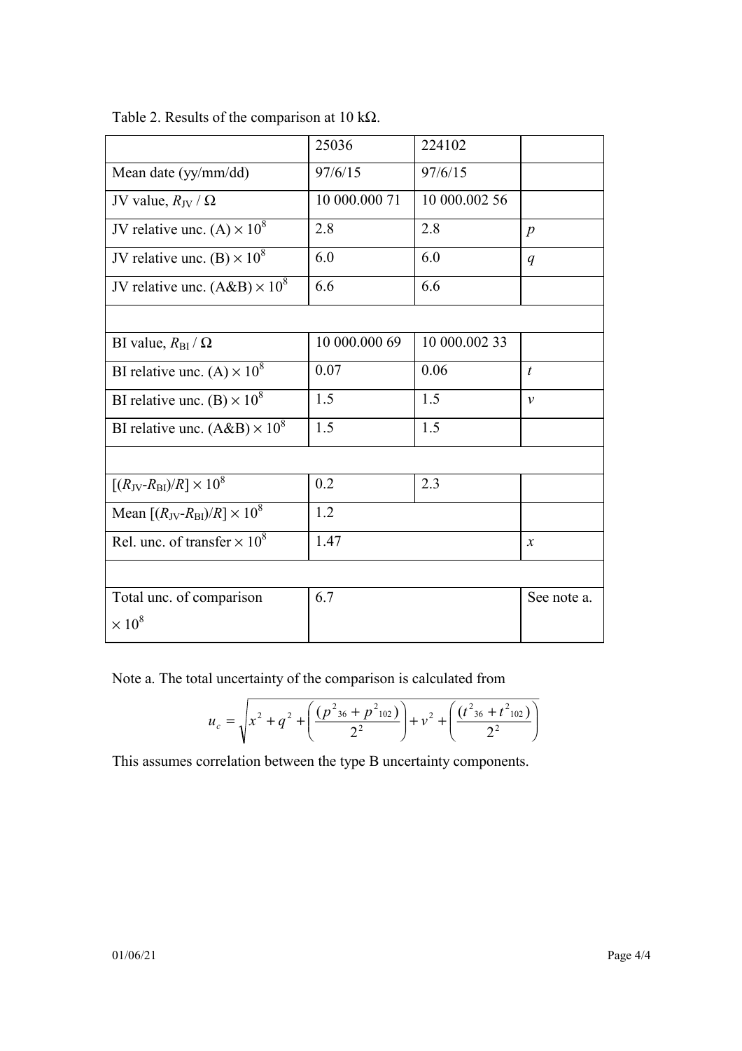Table 2. Results of the comparison at 10 kΩ.

| | 25036 | 224102 | |
|---|---|---|---|
| Mean date (yy/mm/dd) | 97/6/15 | 97/6/15 | |
| JV value, $R_{JV}$ / Ω | 10 000.000 71 | 10 000.002 56 | |
| JV relative unc. (A) $\times 10^8$ | 2.8 | 2.8 | $p$ |
| JV relative unc. (B) $\times 10^8$ | 6.0 | 6.0 | $q$ |
| JV relative unc. (A&B) $\times 10^8$ | 6.6 | 6.6 | |
| | | | |
| BI value, $R_{BI}$ / Ω | 10 000.000 69 | 10 000.002 33 | |
| BI relative unc. (A) $\times 10^8$ | 0.07 | 0.06 | $t$ |
| BI relative unc. (B) $\times 10^8$ | 1.5 | 1.5 | $v$ |
| BI relative unc. (A&B) $\times 10^8$ | 1.5 | 1.5 | |
| | | | |
| $[(R_{JV}-R_{BI})/R] \times 10^8$ | 0.2 | 2.3 | |
| Mean $[(R_{JV}-R_{BI})/R] \times 10^8$ | 1.2 | | |
| Rel. unc. of transfer $\times 10^8$ | 1.47 | | $x$ |
| | | | |
| Total unc. of comparison $\times 10^8$ | 6.7 | | See note a. |

Note a. The total uncertainty of the comparison is calculated from

$$u_c = \sqrt{x^2 + q^2 + \left(\frac{(p^2{}_{36} + p^2{}_{102})}{2^2}\right) + v^2 + \left(\frac{(t^2{}_{36} + t^2{}_{102})}{2^2}\right)}$$

This assumes correlation between the type B uncertainty components.